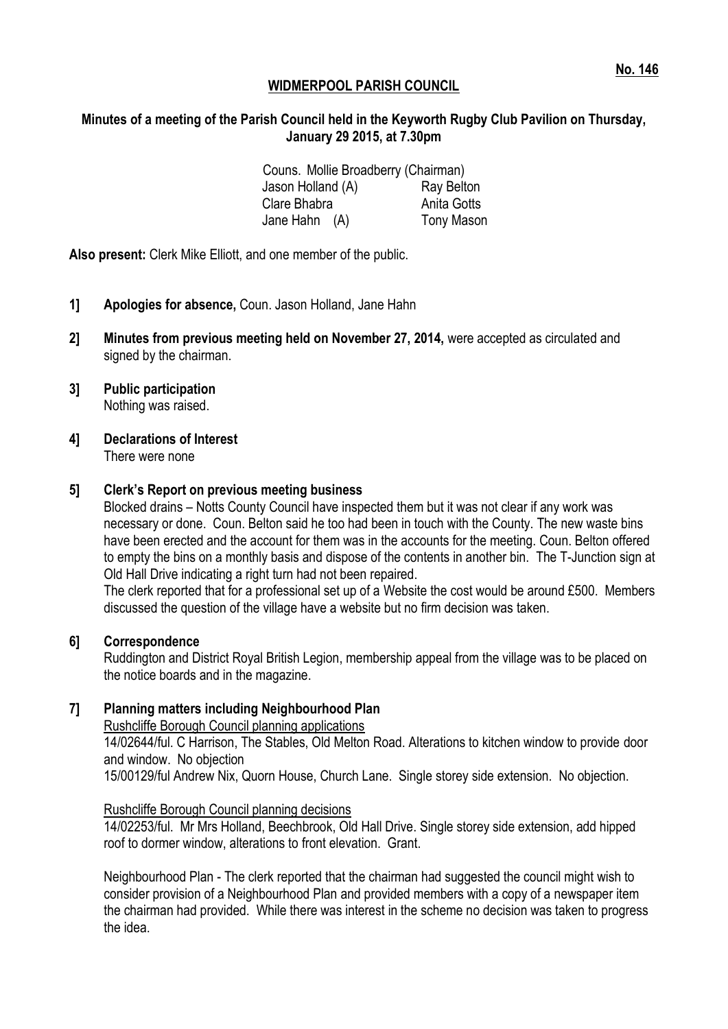**No. 146**

**WIDMERPOOL PARISH COUNCIL**

**Minutes of a meeting of the Parish Council held in the Keyworth Rugby Club Pavilion on Thursday, January 29 2015, at 7.30pm**

Couns. Mollie Broadberry (Chairman)

| | |
|---|---|
| Jason Holland (A) | Ray Belton |
| Clare Bhabra | Anita Gotts |
| Jane Hahn (A) | Tony Mason |

**Also present:** Clerk Mike Elliott, and one member of the public.

**1] Apologies for absence,** Coun. Jason Holland, Jane Hahn

**2] Minutes from previous meeting held on November 27, 2014,** were accepted as circulated and signed by the chairman.

**3] Public participation**
Nothing was raised.

**4] Declarations of Interest**
There were none

**5] Clerk's Report on previous meeting business**
Blocked drains – Notts County Council have inspected them but it was not clear if any work was necessary or done. Coun. Belton said he too had been in touch with the County. The new waste bins have been erected and the account for them was in the accounts for the meeting. Coun. Belton offered to empty the bins on a monthly basis and dispose of the contents in another bin. The T-Junction sign at Old Hall Drive indicating a right turn had not been repaired.
The clerk reported that for a professional set up of a Website the cost would be around £500. Members discussed the question of the village have a website but no firm decision was taken.

**6] Correspondence**
Ruddington and District Royal British Legion, membership appeal from the village was to be placed on the notice boards and in the magazine.

**7] Planning matters including Neighbourhood Plan**

Rushcliffe Borough Council planning applications

14/02644/ful. C Harrison, The Stables, Old Melton Road. Alterations to kitchen window to provide door and window. No objection

15/00129/ful Andrew Nix, Quorn House, Church Lane. Single storey side extension. No objection.

Rushcliffe Borough Council planning decisions

14/02253/ful. Mr Mrs Holland, Beechbrook, Old Hall Drive. Single storey side extension, add hipped roof to dormer window, alterations to front elevation. Grant.

Neighbourhood Plan - The clerk reported that the chairman had suggested the council might wish to consider provision of a Neighbourhood Plan and provided members with a copy of a newspaper item the chairman had provided. While there was interest in the scheme no decision was taken to progress the idea.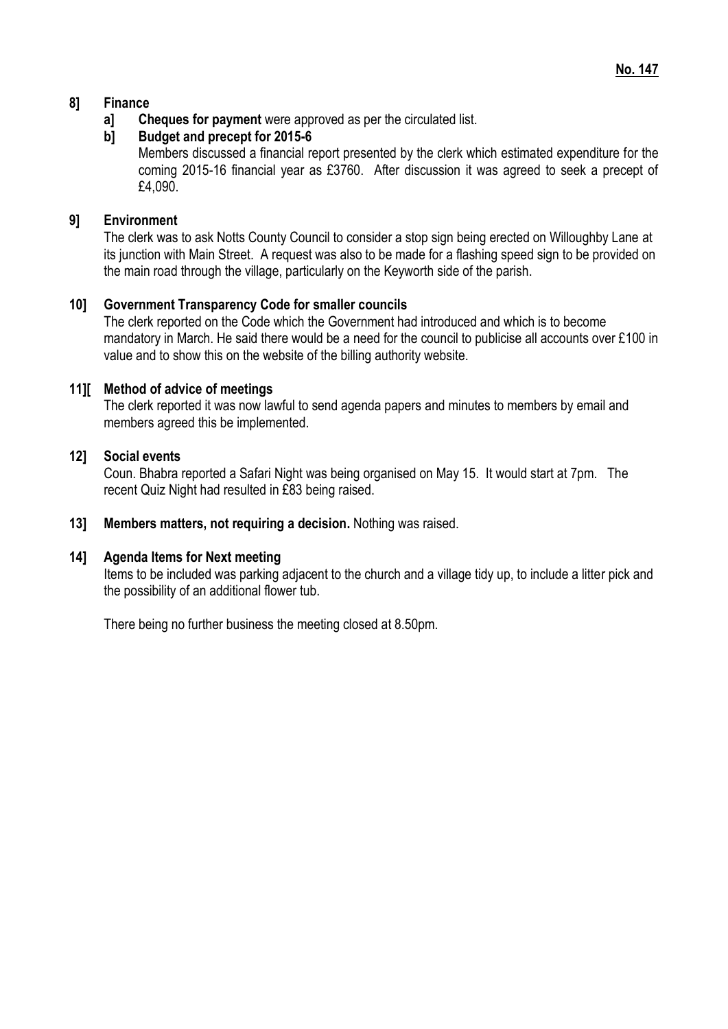**No. 147**

**8] Finance**

**a] Cheques for payment** were approved as per the circulated list.

**b] Budget and precept for 2015-6**

Members discussed a financial report presented by the clerk which estimated expenditure for the coming 2015-16 financial year as £3760. After discussion it was agreed to seek a precept of £4,090.

**9] Environment**

The clerk was to ask Notts County Council to consider a stop sign being erected on Willoughby Lane at its junction with Main Street. A request was also to be made for a flashing speed sign to be provided on the main road through the village, particularly on the Keyworth side of the parish.

**10] Government Transparency Code for smaller councils**

The clerk reported on the Code which the Government had introduced and which is to become mandatory in March. He said there would be a need for the council to publicise all accounts over £100 in value and to show this on the website of the billing authority website.

**11][ Method of advice of meetings**

The clerk reported it was now lawful to send agenda papers and minutes to members by email and members agreed this be implemented.

**12] Social events**

Coun. Bhabra reported a Safari Night was being organised on May 15. It would start at 7pm. The recent Quiz Night had resulted in £83 being raised.

**13] Members matters, not requiring a decision.** Nothing was raised.

**14] Agenda Items for Next meeting**

Items to be included was parking adjacent to the church and a village tidy up, to include a litter pick and the possibility of an additional flower tub.

There being no further business the meeting closed at 8.50pm.